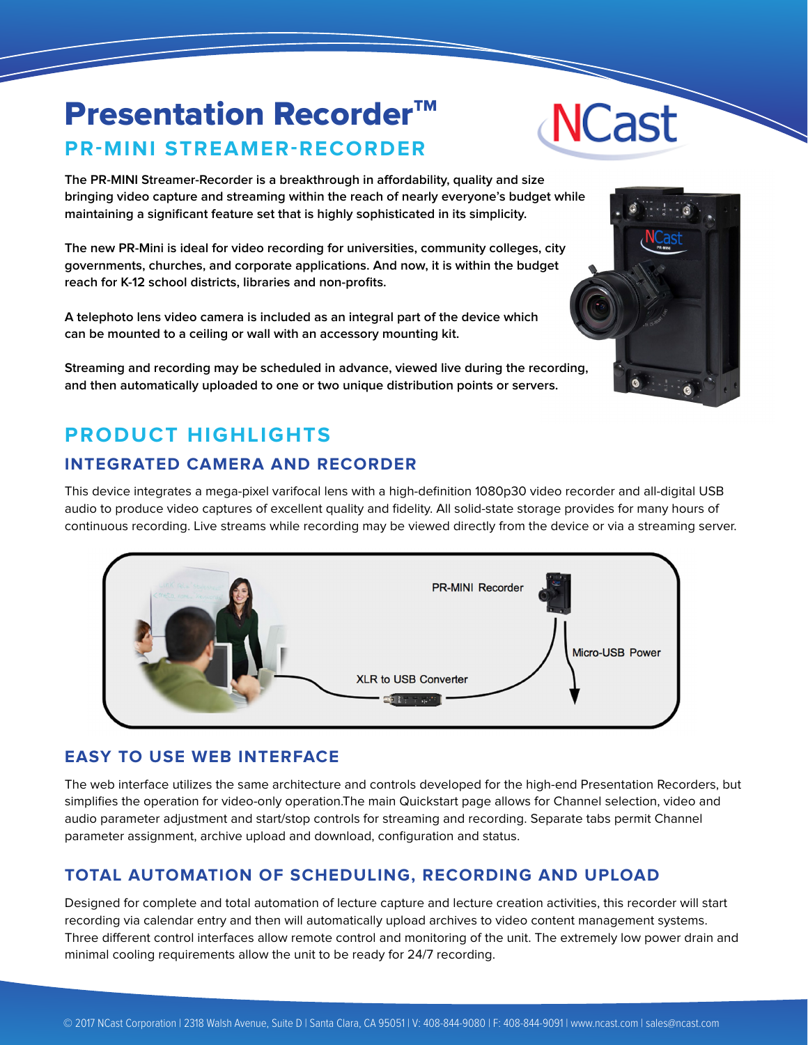# Presentation Recorder™

## PR-MINI STREAMER-RECORDER

**The PR-MINI Streamer-Recorder is a breakthrough in affordability, quality and size bringing video capture and streaming within the reach of nearly everyone's budget while maintaining a significant feature set that is highly sophisticated in its simplicity.**

**The new PR-Mini is ideal for video recording for universities, community colleges, city governments, churches, and corporate applications. And now, it is within the budget reach for K-12 school districts, libraries and non-profits.**

**A telephoto lens video camera is included as an integral part of the device which can be mounted to a ceiling or wall with an accessory mounting kit.**

**Streaming and recording may be scheduled in advance, viewed live during the recording, and then automatically uploaded to one or two unique distribution points or servers.**

## PRODUCT HIGHLIGHTS

### INTEGRATED CAMERA AND RECORDER

This device integrates a mega-pixel varifocal lens with a high-definition 1080p30 video recorder and all-digital USB audio to produce video captures of excellent quality and fidelity. All solid-state storage provides for many hours of continuous recording. Live streams while recording may be viewed directly from the device or via a streaming server.

PR-MINI Recorder

Micro-USB Power

XLR to USB Converter

### EASY TO USE WEB INTERFACE

The web interface utilizes the same architecture and controls developed for the high-end Presentation Recorders, but simplifies the operation for video-only operation.The main Quickstart page allows for Channel selection, video and audio parameter adjustment and start/stop controls for streaming and recording. Separate tabs permit Channel parameter assignment, archive upload and download, configuration and status.

### TOTAL AUTOMATION OF SCHEDULING, RECORDING AND UPLOAD

Designed for complete and total automation of lecture capture and lecture creation activities, this recorder will start recording via calendar entry and then will automatically upload archives to video content management systems. Three different control interfaces allow remote control and monitoring of the unit. The extremely low power drain and minimal cooling requirements allow the unit to be ready for 24/7 recording.

© 2017 NCast Corporation | 2318 Walsh Avenue, Suite D | Santa Clara, CA 95051 | V: 408-844-9080 | F: 408-844-9091 | www.ncast.com | sales@ncast.com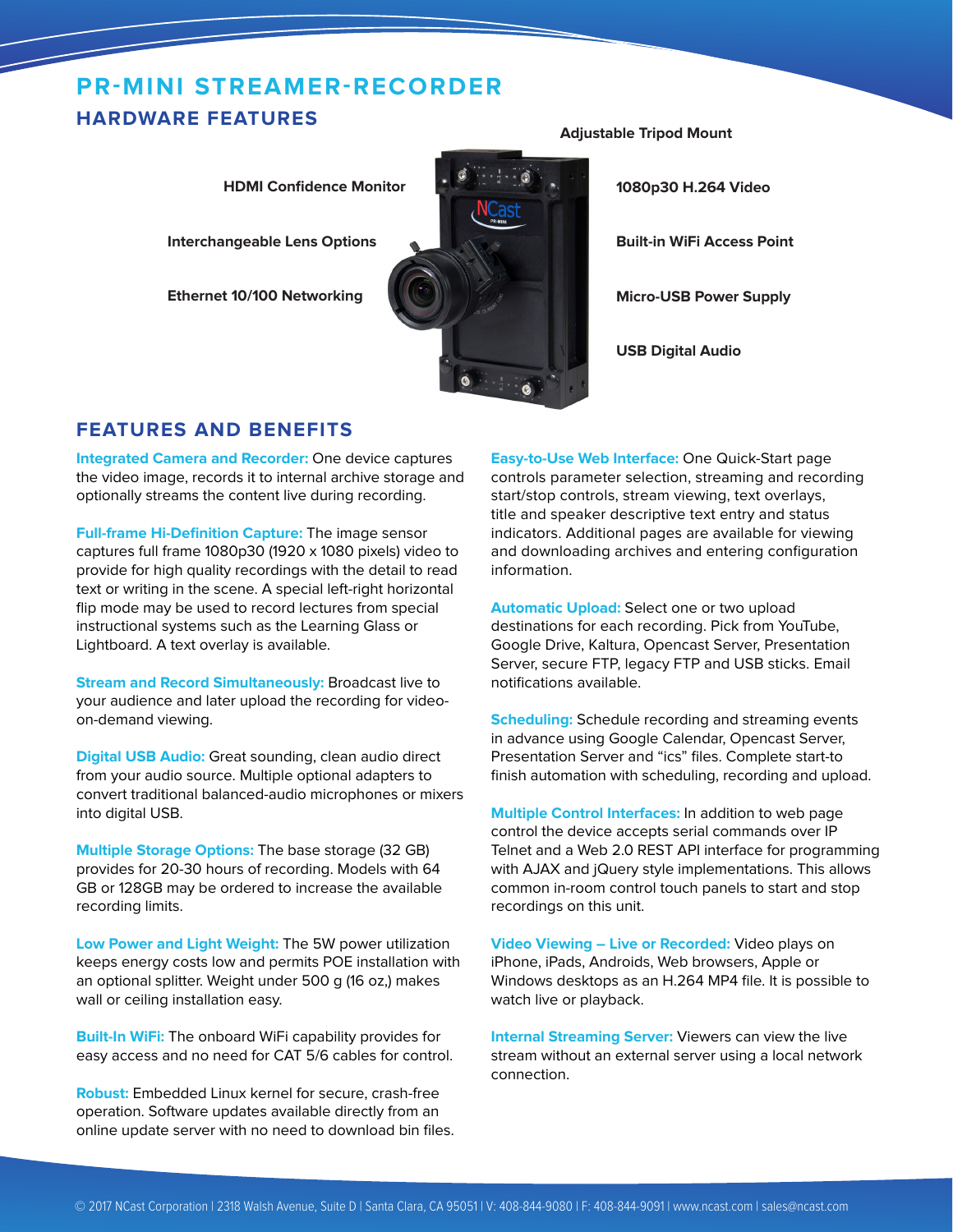# PR-MINI STREAMER-RECORDER

## HARDWARE FEATURES

- HDMI Confidence Monitor
- Interchangeable Lens Options
- Ethernet 10/100 Networking
- Adjustable Tripod Mount
- 1080p30 H.264 Video
- Built-in WiFi Access Point
- Micro-USB Power Supply
- USB Digital Audio

## FEATURES AND BENEFITS

**Integrated Camera and Recorder:** One device captures the video image, records it to internal archive storage and optionally streams the content live during recording.

**Full-frame Hi-Definition Capture:** The image sensor captures full frame 1080p30 (1920 x 1080 pixels) video to provide for high quality recordings with the detail to read text or writing in the scene. A special left-right horizontal flip mode may be used to record lectures from special instructional systems such as the Learning Glass or Lightboard. A text overlay is available.

**Stream and Record Simultaneously:** Broadcast live to your audience and later upload the recording for video-on-demand viewing.

**Digital USB Audio:** Great sounding, clean audio direct from your audio source. Multiple optional adapters to convert traditional balanced-audio microphones or mixers into digital USB.

**Multiple Storage Options:** The base storage (32 GB) provides for 20-30 hours of recording. Models with 64 GB or 128GB may be ordered to increase the available recording limits.

**Low Power and Light Weight:** The 5W power utilization keeps energy costs low and permits POE installation with an optional splitter. Weight under 500 g (16 oz,) makes wall or ceiling installation easy.

**Built-In WiFi:** The onboard WiFi capability provides for easy access and no need for CAT 5/6 cables for control.

**Robust:** Embedded Linux kernel for secure, crash-free operation. Software updates available directly from an online update server with no need to download bin files.

**Easy-to-Use Web Interface:** One Quick-Start page controls parameter selection, streaming and recording start/stop controls, stream viewing, text overlays, title and speaker descriptive text entry and status indicators. Additional pages are available for viewing and downloading archives and entering configuration information.

**Automatic Upload:** Select one or two upload destinations for each recording. Pick from YouTube, Google Drive, Kaltura, Opencast Server, Presentation Server, secure FTP, legacy FTP and USB sticks. Email notifications available.

**Scheduling:** Schedule recording and streaming events in advance using Google Calendar, Opencast Server, Presentation Server and "ics" files. Complete start-to finish automation with scheduling, recording and upload.

**Multiple Control Interfaces:** In addition to web page control the device accepts serial commands over IP Telnet and a Web 2.0 REST API interface for programming with AJAX and jQuery style implementations. This allows common in-room control touch panels to start and stop recordings on this unit.

**Video Viewing – Live or Recorded:** Video plays on iPhone, iPads, Androids, Web browsers, Apple or Windows desktops as an H.264 MP4 file. It is possible to watch live or playback.

**Internal Streaming Server:** Viewers can view the live stream without an external server using a local network connection.

© 2017 NCast Corporation | 2318 Walsh Avenue, Suite D | Santa Clara, CA 95051 | V: 408-844-9080 | F: 408-844-9091 | www.ncast.com | sales@ncast.com